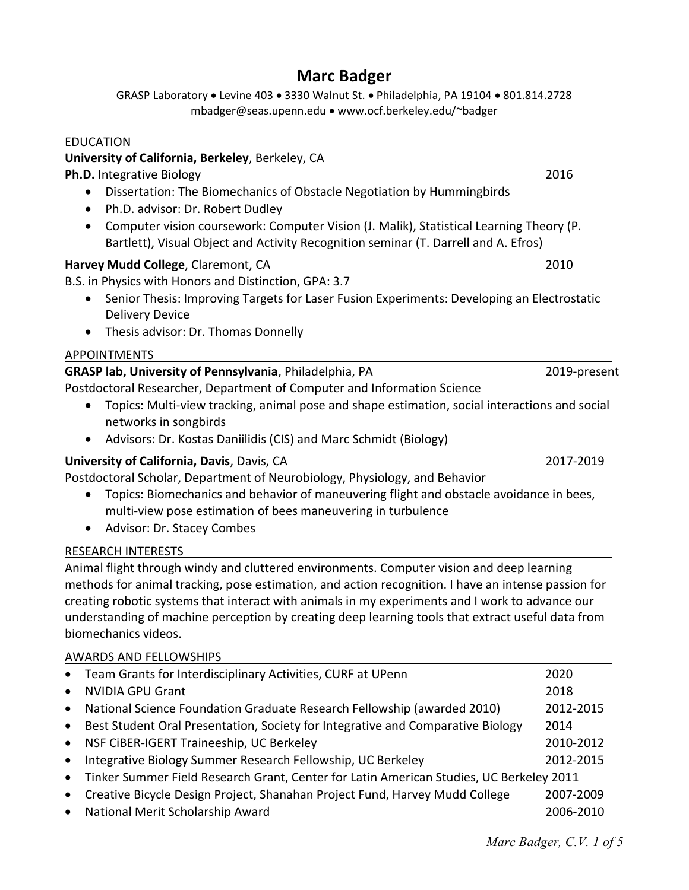# Marc Badger

GRASP Laboratory • Levine 403 • 3330 Walnut St. • Philadelphia, PA 19104 • 801.814.2728
mbadger@seas.upenn.edu • www.ocf.berkeley.edu/~badger

## EDUCATION

**University of California, Berkeley**, Berkeley, CA

**Ph.D.** Integrative Biology — 2016

- Dissertation: The Biomechanics of Obstacle Negotiation by Hummingbirds
- Ph.D. advisor: Dr. Robert Dudley
- Computer vision coursework: Computer Vision (J. Malik), Statistical Learning Theory (P. Bartlett), Visual Object and Activity Recognition seminar (T. Darrell and A. Efros)

**Harvey Mudd College**, Claremont, CA — 2010

B.S. in Physics with Honors and Distinction, GPA: 3.7

- Senior Thesis: Improving Targets for Laser Fusion Experiments: Developing an Electrostatic Delivery Device
- Thesis advisor: Dr. Thomas Donnelly

## APPOINTMENTS

**GRASP lab, University of Pennsylvania**, Philadelphia, PA — 2019-present

Postdoctoral Researcher, Department of Computer and Information Science

- Topics: Multi-view tracking, animal pose and shape estimation, social interactions and social networks in songbirds
- Advisors: Dr. Kostas Daniilidis (CIS) and Marc Schmidt (Biology)

**University of California, Davis**, Davis, CA — 2017-2019

Postdoctoral Scholar, Department of Neurobiology, Physiology, and Behavior

- Topics: Biomechanics and behavior of maneuvering flight and obstacle avoidance in bees, multi-view pose estimation of bees maneuvering in turbulence
- Advisor: Dr. Stacey Combes

## RESEARCH INTERESTS

Animal flight through windy and cluttered environments. Computer vision and deep learning methods for animal tracking, pose estimation, and action recognition. I have an intense passion for creating robotic systems that interact with animals in my experiments and I work to advance our understanding of machine perception by creating deep learning tools that extract useful data from biomechanics videos.

## AWARDS AND FELLOWSHIPS

- Team Grants for Interdisciplinary Activities, CURF at UPenn — 2020
- NVIDIA GPU Grant — 2018
- National Science Foundation Graduate Research Fellowship (awarded 2010) — 2012-2015
- Best Student Oral Presentation, Society for Integrative and Comparative Biology — 2014
- NSF CiBER-IGERT Traineeship, UC Berkeley — 2010-2012
- Integrative Biology Summer Research Fellowship, UC Berkeley — 2012-2015
- Tinker Summer Field Research Grant, Center for Latin American Studies, UC Berkeley — 2011
- Creative Bicycle Design Project, Shanahan Project Fund, Harvey Mudd College — 2007-2009
- National Merit Scholarship Award — 2006-2010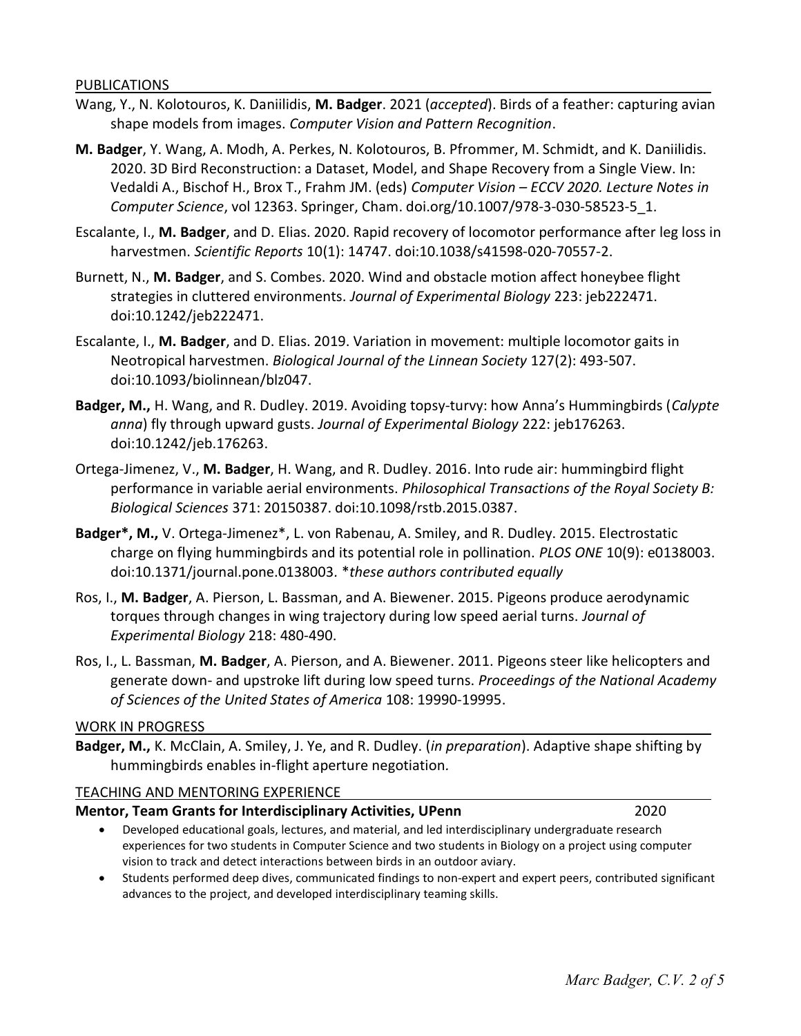## PUBLICATIONS

Wang, Y., N. Kolotouros, K. Daniilidis, **M. Badger**. 2021 (*accepted*). Birds of a feather: capturing avian shape models from images. *Computer Vision and Pattern Recognition*.

**M. Badger**, Y. Wang, A. Modh, A. Perkes, N. Kolotouros, B. Pfrommer, M. Schmidt, and K. Daniilidis. 2020. 3D Bird Reconstruction: a Dataset, Model, and Shape Recovery from a Single View. In: Vedaldi A., Bischof H., Brox T., Frahm JM. (eds) *Computer Vision – ECCV 2020. Lecture Notes in Computer Science*, vol 12363. Springer, Cham. doi.org/10.1007/978-3-030-58523-5_1.

Escalante, I., **M. Badger**, and D. Elias. 2020. Rapid recovery of locomotor performance after leg loss in harvestmen. *Scientific Reports* 10(1): 14747. doi:10.1038/s41598-020-70557-2.

Burnett, N., **M. Badger**, and S. Combes. 2020. Wind and obstacle motion affect honeybee flight strategies in cluttered environments. *Journal of Experimental Biology* 223: jeb222471. doi:10.1242/jeb222471.

Escalante, I., **M. Badger**, and D. Elias. 2019. Variation in movement: multiple locomotor gaits in Neotropical harvestmen. *Biological Journal of the Linnean Society* 127(2): 493-507. doi:10.1093/biolinnean/blz047.

**Badger, M.,** H. Wang, and R. Dudley. 2019. Avoiding topsy-turvy: how Anna's Hummingbirds (*Calypte anna*) fly through upward gusts. *Journal of Experimental Biology* 222: jeb176263. doi:10.1242/jeb.176263.

Ortega-Jimenez, V., **M. Badger**, H. Wang, and R. Dudley. 2016. Into rude air: hummingbird flight performance in variable aerial environments. *Philosophical Transactions of the Royal Society B: Biological Sciences* 371: 20150387. doi:10.1098/rstb.2015.0387.

**Badger*, M.,** V. Ortega-Jimenez*, L. von Rabenau, A. Smiley, and R. Dudley. 2015. Electrostatic charge on flying hummingbirds and its potential role in pollination. *PLOS ONE* 10(9): e0138003. doi:10.1371/journal.pone.0138003. **these authors contributed equally*

Ros, I., **M. Badger**, A. Pierson, L. Bassman, and A. Biewener. 2015. Pigeons produce aerodynamic torques through changes in wing trajectory during low speed aerial turns. *Journal of Experimental Biology* 218: 480-490.

Ros, I., L. Bassman, **M. Badger**, A. Pierson, and A. Biewener. 2011. Pigeons steer like helicopters and generate down- and upstroke lift during low speed turns. *Proceedings of the National Academy of Sciences of the United States of America* 108: 19990-19995.

## WORK IN PROGRESS

**Badger, M.,** K. McClain, A. Smiley, J. Ye, and R. Dudley. (*in preparation*). Adaptive shape shifting by hummingbirds enables in-flight aperture negotiation.

## TEACHING AND MENTORING EXPERIENCE

**Mentor, Team Grants for Interdisciplinary Activities, UPenn** 2020

- Developed educational goals, lectures, and material, and led interdisciplinary undergraduate research experiences for two students in Computer Science and two students in Biology on a project using computer vision to track and detect interactions between birds in an outdoor aviary.
- Students performed deep dives, communicated findings to non-expert and expert peers, contributed significant advances to the project, and developed interdisciplinary teaming skills.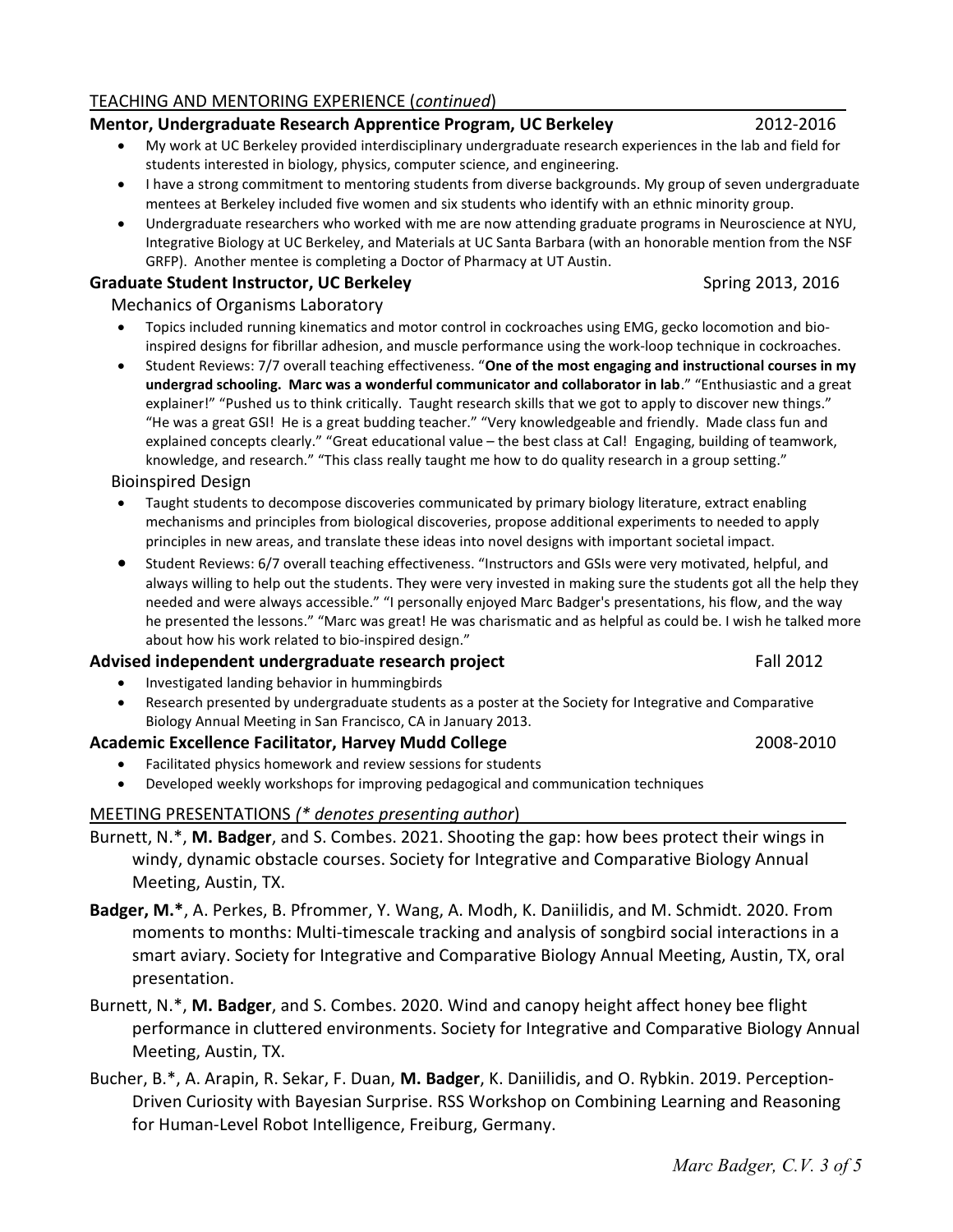## TEACHING AND MENTORING EXPERIENCE (*continued*)

**Mentor, Undergraduate Research Apprentice Program, UC Berkeley** 2012-2016

- My work at UC Berkeley provided interdisciplinary undergraduate research experiences in the lab and field for students interested in biology, physics, computer science, and engineering.
- I have a strong commitment to mentoring students from diverse backgrounds. My group of seven undergraduate mentees at Berkeley included five women and six students who identify with an ethnic minority group.
- Undergraduate researchers who worked with me are now attending graduate programs in Neuroscience at NYU, Integrative Biology at UC Berkeley, and Materials at UC Santa Barbara (with an honorable mention from the NSF GRFP). Another mentee is completing a Doctor of Pharmacy at UT Austin.

**Graduate Student Instructor, UC Berkeley** Spring 2013, 2016

Mechanics of Organisms Laboratory

- Topics included running kinematics and motor control in cockroaches using EMG, gecko locomotion and bio-inspired designs for fibrillar adhesion, and muscle performance using the work-loop technique in cockroaches.
- Student Reviews: 7/7 overall teaching effectiveness. "**One of the most engaging and instructional courses in my undergrad schooling. Marc was a wonderful communicator and collaborator in lab**." "Enthusiastic and a great explainer!" "Pushed us to think critically. Taught research skills that we got to apply to discover new things." "He was a great GSI! He is a great budding teacher." "Very knowledgeable and friendly. Made class fun and explained concepts clearly." "Great educational value – the best class at Cal! Engaging, building of teamwork, knowledge, and research." "This class really taught me how to do quality research in a group setting."

Bioinspired Design

- Taught students to decompose discoveries communicated by primary biology literature, extract enabling mechanisms and principles from biological discoveries, propose additional experiments to needed to apply principles in new areas, and translate these ideas into novel designs with important societal impact.
- Student Reviews: 6/7 overall teaching effectiveness. "Instructors and GSIs were very motivated, helpful, and always willing to help out the students. They were very invested in making sure the students got all the help they needed and were always accessible." "I personally enjoyed Marc Badger's presentations, his flow, and the way he presented the lessons." "Marc was great! He was charismatic and as helpful as could be. I wish he talked more about how his work related to bio-inspired design."

**Advised independent undergraduate research project** Fall 2012

- Investigated landing behavior in hummingbirds
- Research presented by undergraduate students as a poster at the Society for Integrative and Comparative Biology Annual Meeting in San Francisco, CA in January 2013.

**Academic Excellence Facilitator, Harvey Mudd College** 2008-2010

- Facilitated physics homework and review sessions for students
- Developed weekly workshops for improving pedagogical and communication techniques

## MEETING PRESENTATIONS *(* denotes presenting author*)

Burnett, N.*, **M. Badger**, and S. Combes. 2021. Shooting the gap: how bees protect their wings in windy, dynamic obstacle courses. Society for Integrative and Comparative Biology Annual Meeting, Austin, TX.

**Badger, M.***, A. Perkes, B. Pfrommer, Y. Wang, A. Modh, K. Daniilidis, and M. Schmidt. 2020. From moments to months: Multi-timescale tracking and analysis of songbird social interactions in a smart aviary. Society for Integrative and Comparative Biology Annual Meeting, Austin, TX, oral presentation.

Burnett, N.*, **M. Badger**, and S. Combes. 2020. Wind and canopy height affect honey bee flight performance in cluttered environments. Society for Integrative and Comparative Biology Annual Meeting, Austin, TX.

Bucher, B.*, A. Arapin, R. Sekar, F. Duan, **M. Badger**, K. Daniilidis, and O. Rybkin. 2019. Perception-Driven Curiosity with Bayesian Surprise. RSS Workshop on Combining Learning and Reasoning for Human-Level Robot Intelligence, Freiburg, Germany.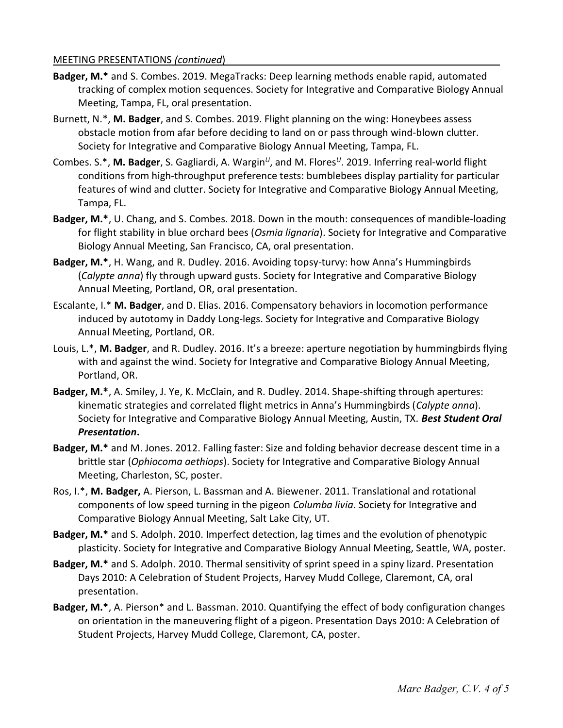MEETING PRESENTATIONS *(continued)*

**Badger, M.*** and S. Combes. 2019. MegaTracks: Deep learning methods enable rapid, automated tracking of complex motion sequences. Society for Integrative and Comparative Biology Annual Meeting, Tampa, FL, oral presentation.

Burnett, N.*, **M. Badger**, and S. Combes. 2019. Flight planning on the wing: Honeybees assess obstacle motion from afar before deciding to land on or pass through wind-blown clutter. Society for Integrative and Comparative Biology Annual Meeting, Tampa, FL.

Combes. S.*, **M. Badger**, S. Gagliardi, A. Wargin[U], and M. Flores[U]. 2019. Inferring real-world flight conditions from high-throughput preference tests: bumblebees display partiality for particular features of wind and clutter. Society for Integrative and Comparative Biology Annual Meeting, Tampa, FL.

**Badger, M.***, U. Chang, and S. Combes. 2018. Down in the mouth: consequences of mandible-loading for flight stability in blue orchard bees (*Osmia lignaria*). Society for Integrative and Comparative Biology Annual Meeting, San Francisco, CA, oral presentation.

**Badger, M.***, H. Wang, and R. Dudley. 2016. Avoiding topsy-turvy: how Anna's Hummingbirds (*Calypte anna*) fly through upward gusts. Society for Integrative and Comparative Biology Annual Meeting, Portland, OR, oral presentation.

Escalante, I.* **M. Badger**, and D. Elias. 2016. Compensatory behaviors in locomotion performance induced by autotomy in Daddy Long-legs. Society for Integrative and Comparative Biology Annual Meeting, Portland, OR.

Louis, L.*, **M. Badger**, and R. Dudley. 2016. It's a breeze: aperture negotiation by hummingbirds flying with and against the wind. Society for Integrative and Comparative Biology Annual Meeting, Portland, OR.

**Badger, M.***, A. Smiley, J. Ye, K. McClain, and R. Dudley. 2014. Shape-shifting through apertures: kinematic strategies and correlated flight metrics in Anna's Hummingbirds (*Calypte anna*). Society for Integrative and Comparative Biology Annual Meeting, Austin, TX. ***Best Student Oral Presentation*.**

**Badger, M.*** and M. Jones. 2012. Falling faster: Size and folding behavior decrease descent time in a brittle star (*Ophiocoma aethiops*). Society for Integrative and Comparative Biology Annual Meeting, Charleston, SC, poster.

Ros, I.*, **M. Badger,** A. Pierson, L. Bassman and A. Biewener. 2011. Translational and rotational components of low speed turning in the pigeon *Columba livia*. Society for Integrative and Comparative Biology Annual Meeting, Salt Lake City, UT.

**Badger, M.*** and S. Adolph. 2010. Imperfect detection, lag times and the evolution of phenotypic plasticity. Society for Integrative and Comparative Biology Annual Meeting, Seattle, WA, poster.

**Badger, M.*** and S. Adolph. 2010. Thermal sensitivity of sprint speed in a spiny lizard. Presentation Days 2010: A Celebration of Student Projects, Harvey Mudd College, Claremont, CA, oral presentation.

**Badger, M.***, A. Pierson* and L. Bassman. 2010. Quantifying the effect of body configuration changes on orientation in the maneuvering flight of a pigeon. Presentation Days 2010: A Celebration of Student Projects, Harvey Mudd College, Claremont, CA, poster.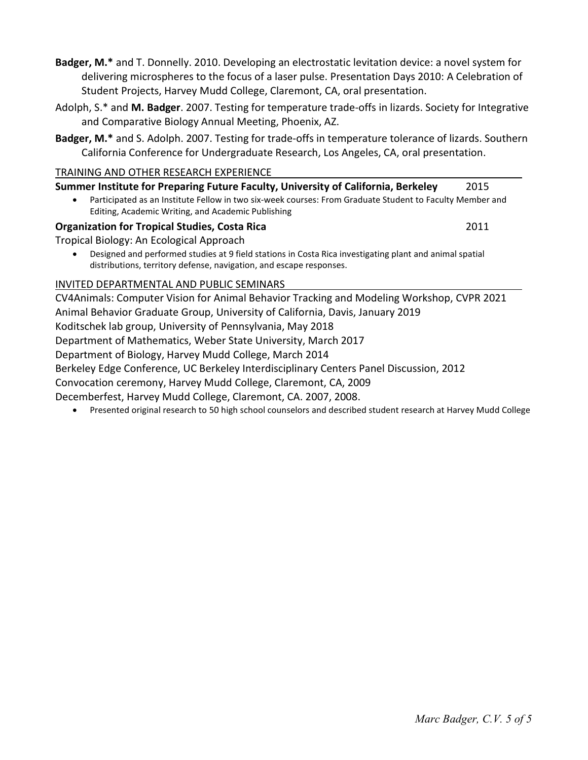**Badger, M.*** and T. Donnelly. 2010. Developing an electrostatic levitation device: a novel system for delivering microspheres to the focus of a laser pulse. Presentation Days 2010: A Celebration of Student Projects, Harvey Mudd College, Claremont, CA, oral presentation.

Adolph, S.* and **M. Badger**. 2007. Testing for temperature trade-offs in lizards. Society for Integrative and Comparative Biology Annual Meeting, Phoenix, AZ.

**Badger, M.*** and S. Adolph. 2007. Testing for trade-offs in temperature tolerance of lizards. Southern California Conference for Undergraduate Research, Los Angeles, CA, oral presentation.

## TRAINING AND OTHER RESEARCH EXPERIENCE

**Summer Institute for Preparing Future Faculty, University of California, Berkeley** 2015

- Participated as an Institute Fellow in two six-week courses: From Graduate Student to Faculty Member and Editing, Academic Writing, and Academic Publishing

**Organization for Tropical Studies, Costa Rica** 2011

Tropical Biology: An Ecological Approach

- Designed and performed studies at 9 field stations in Costa Rica investigating plant and animal spatial distributions, territory defense, navigation, and escape responses.

## INVITED DEPARTMENTAL AND PUBLIC SEMINARS

CV4Animals: Computer Vision for Animal Behavior Tracking and Modeling Workshop, CVPR 2021

Animal Behavior Graduate Group, University of California, Davis, January 2019

Koditschek lab group, University of Pennsylvania, May 2018

Department of Mathematics, Weber State University, March 2017

Department of Biology, Harvey Mudd College, March 2014

Berkeley Edge Conference, UC Berkeley Interdisciplinary Centers Panel Discussion, 2012

Convocation ceremony, Harvey Mudd College, Claremont, CA, 2009

Decemberfest, Harvey Mudd College, Claremont, CA. 2007, 2008.

- Presented original research to 50 high school counselors and described student research at Harvey Mudd College